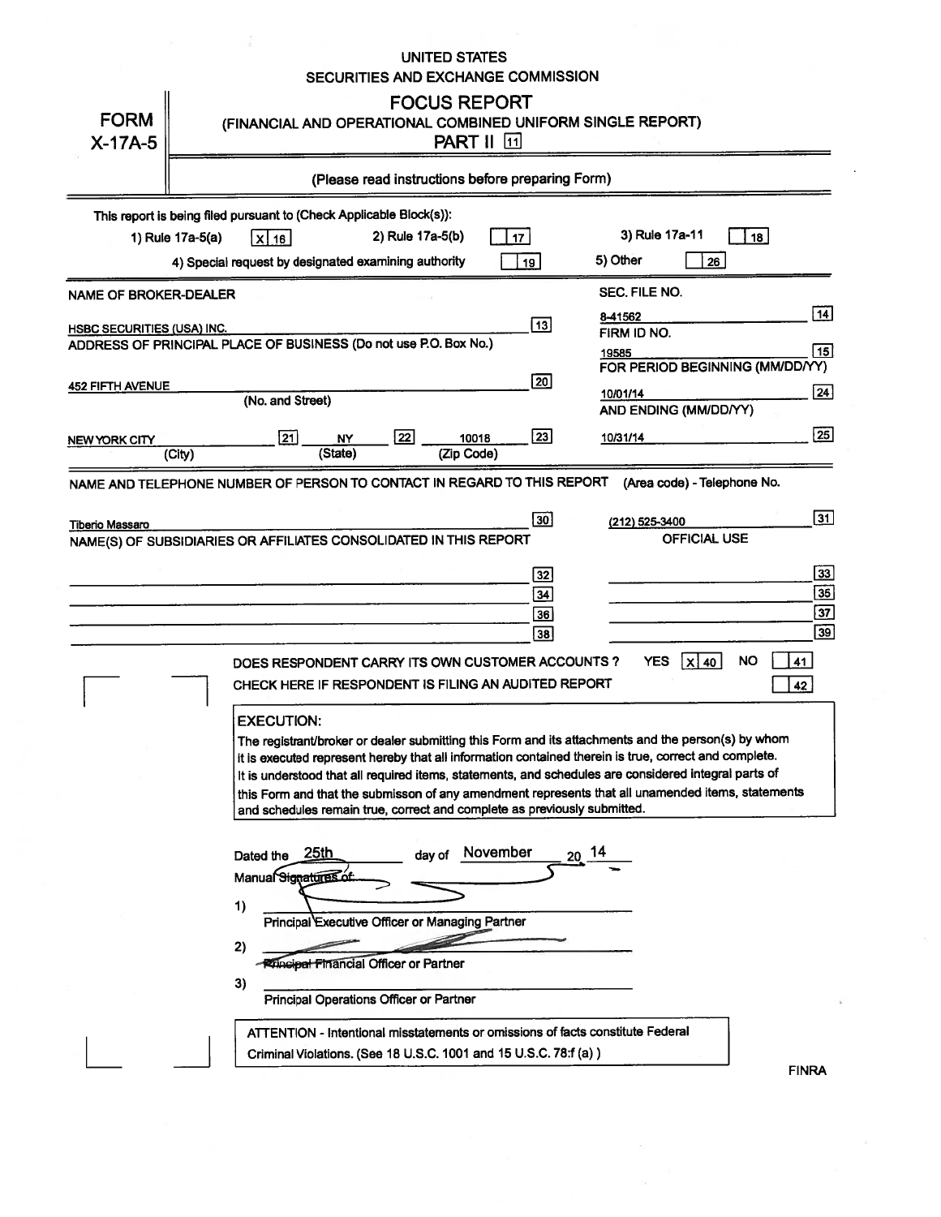UNITED STATES
SECURITIES AND EXCHANGE COMMISSION

# FORM X-17A-5

## FOCUS REPORT
### (FINANCIAL AND OPERATIONAL COMBINED UNIFORM SINGLE REPORT)
### PART II [11]

(Please read instructions before preparing Form)

This report is being filed pursuant to (Check Applicable Block(s)):

| | | |
|---|---|---|
| 1) Rule 17a-5(a) [X] [16] | 2) Rule 17a-5(b) [ ] [17] | 3) Rule 17a-11 [ ] [18] |
| 4) Special request by designated examining authority [ ] [19] | | 5) Other [ ] [26] |

| | |
|---|---|
| NAME OF BROKER-DEALER | SEC. FILE NO. |
| HSBC SECURITIES (USA) INC. [13] | 8-41562 [14] |
| ADDRESS OF PRINCIPAL PLACE OF BUSINESS (Do not use P.O. Box No.) | FIRM ID NO. |
| | 19585 [15] |
| 452 FIFTH AVENUE [20] | FOR PERIOD BEGINNING (MM/DD/YY) |
| (No. and Street) | 10/01/14 [24] |
| | AND ENDING (MM/DD/YY) |
| NEW YORK CITY [21] (City) NY [22] (State) 10018 [23] (Zip Code) | 10/31/14 [25] |

| | |
|---|---|
| NAME AND TELEPHONE NUMBER OF PERSON TO CONTACT IN REGARD TO THIS REPORT | (Area code) - Telephone No. |
| Tiberio Massaro [30] | (212) 525-3400 [31] |
| NAME(S) OF SUBSIDIARIES OR AFFILIATES CONSOLIDATED IN THIS REPORT | OFFICIAL USE |
| [32] | [33] |
| [34] | [35] |
| [36] | [37] |
| [38] | [39] |

DOES RESPONDENT CARRY ITS OWN CUSTOMER ACCOUNTS ? YES [X] [40] NO [ ] [41]

CHECK HERE IF RESPONDENT IS FILING AN AUDITED REPORT [ ] [42]

**EXECUTION:**

The registrant/broker or dealer submitting this Form and its attachments and the person(s) by whom it is executed represent hereby that all information contained therein is true, correct and complete. It is understood that all required items, statements, and schedules are considered integral parts of this Form and that the submisson of any amendment represents that all unamended items, statements and schedules remain true, correct and complete as previously submitted.

Dated the 25th day of November 20 14

Manual Signatures of:

1) ______________________________
Principal Executive Officer or Managing Partner

2) ______________________________
Principal Financial Officer or Partner

3) ______________________________
Principal Operations Officer or Partner

ATTENTION - Intentional misstatements or omissions of facts constitute Federal Criminal Violations. (See 18 U.S.C. 1001 and 15 U.S.C. 78:f (a) )

FINRA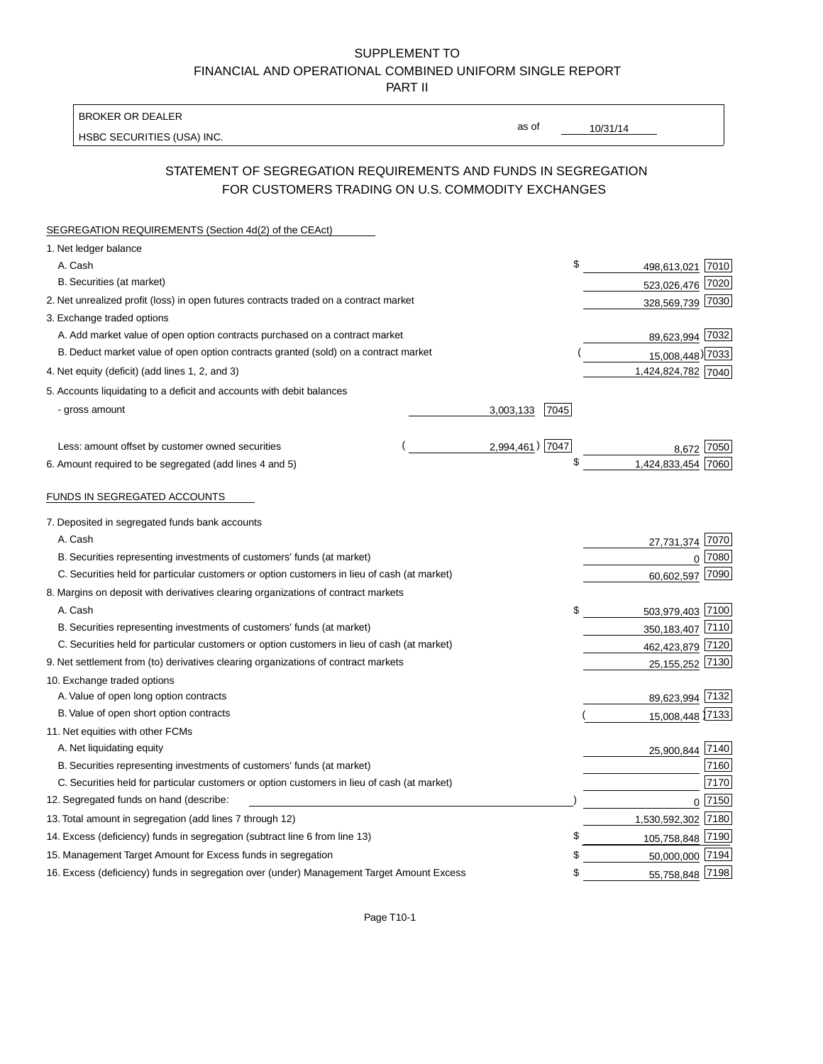SUPPLEMENT TO
FINANCIAL AND OPERATIONAL COMBINED UNIFORM SINGLE REPORT
PART II

BROKER OR DEALER
HSBC SECURITIES (USA) INC.

as of 10/31/14

## STATEMENT OF SEGREGATION REQUIREMENTS AND FUNDS IN SEGREGATION FOR CUSTOMERS TRADING ON U.S. COMMODITY EXCHANGES

SEGREGATION REQUIREMENTS (Section 4d(2) of the CEAct)

| | | | | |
|---|---|---|---|---|
| 1. Net ledger balance | | | | |
| A. Cash | | | $ 498,613,021 | 7010 |
| B. Securities (at market) | | | 523,026,476 | 7020 |
| 2. Net unrealized profit (loss) in open futures contracts traded on a contract market | | | 328,569,739 | 7030 |
| 3. Exchange traded options | | | | |
| A. Add market value of open option contracts purchased on a contract market | | | 89,623,994 | 7032 |
| B. Deduct market value of open option contracts granted (sold) on a contract market | | | (15,008,448) | 7033 |
| 4. Net equity (deficit) (add lines 1, 2, and 3) | | | 1,424,824,782 | 7040 |
| 5. Accounts liquidating to a deficit and accounts with debit balances | | | | |
| - gross amount | 3,003,133 | 7045 | | |
| Less: amount offset by customer owned securities | (2,994,461) | 7047 | 8,672 | 7050 |
| 6. Amount required to be segregated (add lines 4 and 5) | | | $ 1,424,833,454 | 7060 |

FUNDS IN SEGREGATED ACCOUNTS

| | | |
|---|---|---|
| 7. Deposited in segregated funds bank accounts | | |
| A. Cash | 27,731,374 | 7070 |
| B. Securities representing investments of customers' funds (at market) | 0 | 7080 |
| C. Securities held for particular customers or option customers in lieu of cash (at market) | 60,602,597 | 7090 |
| 8. Margins on deposit with derivatives clearing organizations of contract markets | | |
| A. Cash | $ 503,979,403 | 7100 |
| B. Securities representing investments of customers' funds (at market) | 350,183,407 | 7110 |
| C. Securities held for particular customers or option customers in lieu of cash (at market) | 462,423,879 | 7120 |
| 9. Net settlement from (to) derivatives clearing organizations of contract markets | 25,155,252 | 7130 |
| 10. Exchange traded options | | |
| A. Value of open long option contracts | 89,623,994 | 7132 |
| B. Value of open short option contracts | (15,008,448) | 7133 |
| 11. Net equities with other FCMs | | |
| A. Net liquidating equity | 25,900,844 | 7140 |
| B. Securities representing investments of customers' funds (at market) | | 7160 |
| C. Securities held for particular customers or option customers in lieu of cash (at market) | | 7170 |
| 12. Segregated funds on hand (describe: ) | 0 | 7150 |
| 13. Total amount in segregation (add lines 7 through 12) | 1,530,592,302 | 7180 |
| 14. Excess (deficiency) funds in segregation (subtract line 6 from line 13) | $ 105,758,848 | 7190 |
| 15. Management Target Amount for Excess funds in segregation | $ 50,000,000 | 7194 |
| 16. Excess (deficiency) funds in segregation over (under) Management Target Amount Excess | $ 55,758,848 | 7198 |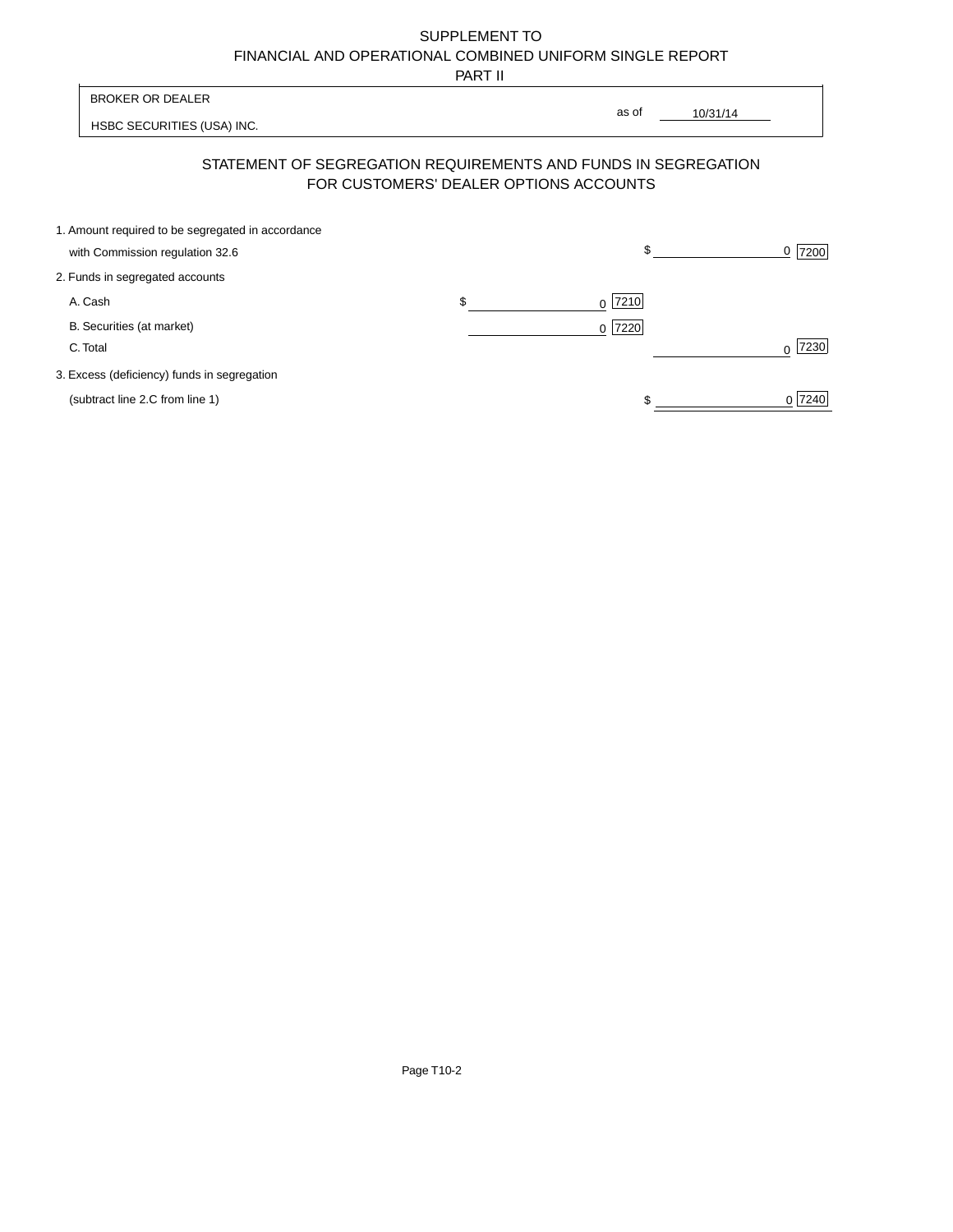SUPPLEMENT TO
FINANCIAL AND OPERATIONAL COMBINED UNIFORM SINGLE REPORT
PART II

BROKER OR DEALER

HSBC SECURITIES (USA) INC.

as of 10/31/14

## STATEMENT OF SEGREGATION REQUIREMENTS AND FUNDS IN SEGREGATION FOR CUSTOMERS' DEALER OPTIONS ACCOUNTS

| | | |
|---|---|---|
| 1. Amount required to be segregated in accordance with Commission regulation 32.6 | | $ 0 [7200] |
| 2. Funds in segregated accounts | | |
| A. Cash | $ 0 [7210] | |
| B. Securities (at market) | 0 [7220] | |
| C. Total | | 0 [7230] |
| 3. Excess (deficiency) funds in segregation (subtract line 2.C from line 1) | | $ 0 [7240] |

Page T10-2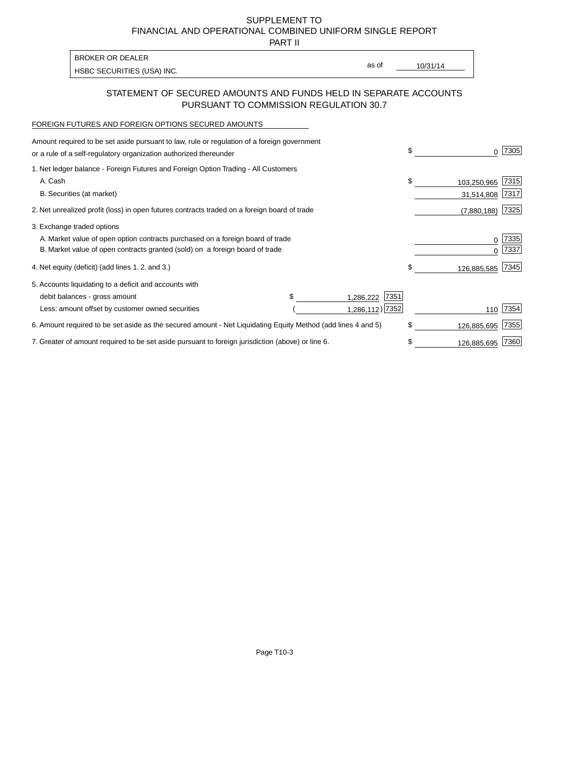# SUPPLEMENT TO
# FINANCIAL AND OPERATIONAL COMBINED UNIFORM SINGLE REPORT
# PART II

| | |
|---|---|
| BROKER OR DEALER<br>HSBC SECURITIES (USA) INC. | as of 10/31/14 |

## STATEMENT OF SECURED AMOUNTS AND FUNDS HELD IN SEPARATE ACCOUNTS PURSUANT TO COMMISSION REGULATION 30.7

FOREIGN FUTURES AND FOREIGN OPTIONS SECURED AMOUNTS

| | | | | | |
|---|---|---|---|---|---|
| Amount required to be set aside pursuant to law, rule or regulation of a foreign government or a rule of a self-regulatory organization authorized thereunder | | | $ | 0 | 7305 |
| 1. Net ledger balance - Foreign Futures and Foreign Option Trading - All Customers | | | | | |
| A. Cash | | | $ | 103,250,965 | 7315 |
| B. Securities (at market) | | | | 31,514,808 | 7317 |
| 2. Net unrealized profit (loss) in open futures contracts traded on a foreign board of trade | | | | (7,880,188) | 7325 |
| 3. Exchange traded options | | | | | |
| A. Market value of open option contracts purchased on a foreign board of trade | | | | 0 | 7335 |
| B. Market value of open contracts granted (sold) on a foreign board of trade | | | | 0 | 7337 |
| 4. Net equity (deficit) (add lines 1. 2. and 3.) | | | $ | 126,885,585 | 7345 |
| 5. Accounts liquidating to a deficit and accounts with debit balances - gross amount | $ 1,286,222 | 7351 | | | |
| Less: amount offset by customer owned securities | ( 1,286,112 ) | 7352 | | 110 | 7354 |
| 6. Amount required to be set aside as the secured amount - Net Liquidating Equity Method (add lines 4 and 5) | | | $ | 126,885,695 | 7355 |
| 7. Greater of amount required to be set aside pursuant to foreign jurisdiction (above) or line 6. | | | $ | 126,885,695 | 7360 |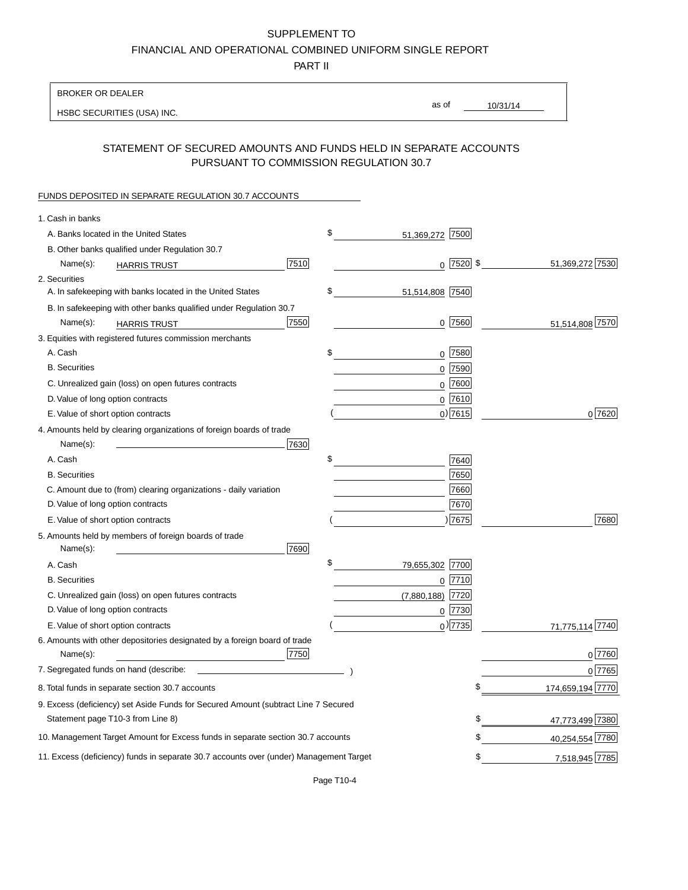SUPPLEMENT TO
FINANCIAL AND OPERATIONAL COMBINED UNIFORM SINGLE REPORT
PART II

BROKER OR DEALER
HSBC SECURITIES (USA) INC.
as of 10/31/14

## STATEMENT OF SECURED AMOUNTS AND FUNDS HELD IN SEPARATE ACCOUNTS PURSUANT TO COMMISSION REGULATION 30.7

FUNDS DEPOSITED IN SEPARATE REGULATION 30.7 ACCOUNTS

| | | | |
|---|---|---|---|
| 1. Cash in banks | | | |
| A. Banks located in the United States | | $ 51,369,272 [7500] | |
| B. Other banks qualified under Regulation 30.7 | | | |
| Name(s): HARRIS TRUST | [7510] | 0 [7520] | $ 51,369,272 [7530] |
| 2. Securities | | | |
| A. In safekeeping with banks located in the United States | | $ 51,514,808 [7540] | |
| B. In safekeeping with other banks qualified under Regulation 30.7 | | | |
| Name(s): HARRIS TRUST | [7550] | 0 [7560] | 51,514,808 [7570] |
| 3. Equities with registered futures commission merchants | | | |
| A. Cash | | $ 0 [7580] | |
| B. Securities | | 0 [7590] | |
| C. Unrealized gain (loss) on open futures contracts | | 0 [7600] | |
| D. Value of long option contracts | | 0 [7610] | |
| E. Value of short option contracts | | ( 0) [7615] | 0 [7620] |
| 4. Amounts held by clearing organizations of foreign boards of trade | | | |
| Name(s): | [7630] | | |
| A. Cash | | $ [7640] | |
| B. Securities | | [7650] | |
| C. Amount due to (from) clearing organizations - daily variation | | [7660] | |
| D. Value of long option contracts | | [7670] | |
| E. Value of short option contracts | | ( ) [7675] | [7680] |
| 5. Amounts held by members of foreign boards of trade | | | |
| Name(s): | [7690] | | |
| A. Cash | | $ 79,655,302 [7700] | |
| B. Securities | | 0 [7710] | |
| C. Unrealized gain (loss) on open futures contracts | | (7,880,188) [7720] | |
| D. Value of long option contracts | | 0 [7730] | |
| E. Value of short option contracts | | ( 0) [7735] | 71,775,114 [7740] |
| 6. Amounts with other depositories designated by a foreign board of trade | | | |
| Name(s): | [7750] | | 0 [7760] |
| 7. Segregated funds on hand (describe: ) | | | 0 [7765] |
| 8. Total funds in separate section 30.7 accounts | | | $ 174,659,194 [7770] |
| 9. Excess (deficiency) set Aside Funds for Secured Amount (subtract Line 7 Secured Statement page T10-3 from Line 8) | | | $ 47,773,499 [7380] |
| 10. Management Target Amount for Excess funds in separate section 30.7 accounts | | | $ 40,254,554 [7780] |
| 11. Excess (deficiency) funds in separate 30.7 accounts over (under) Management Target | | | $ 7,518,945 [7785] |

Page T10-4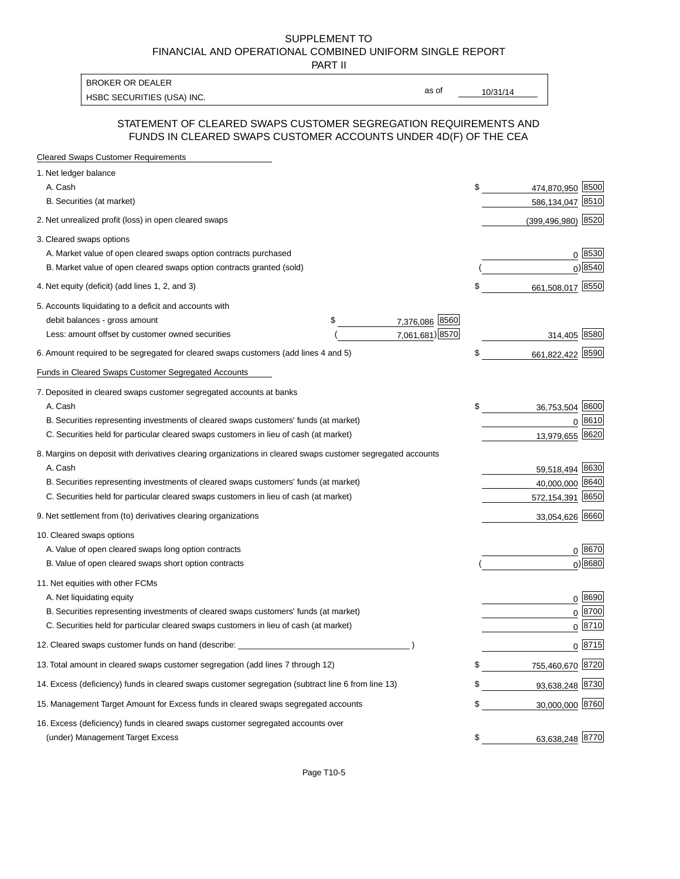# SUPPLEMENT TO
# FINANCIAL AND OPERATIONAL COMBINED UNIFORM SINGLE REPORT
## PART II

BROKER OR DEALER

HSBC SECURITIES (USA) INC.

as of 10/31/14

## STATEMENT OF CLEARED SWAPS CUSTOMER SEGREGATION REQUIREMENTS AND FUNDS IN CLEARED SWAPS CUSTOMER ACCOUNTS UNDER 4D(F) OF THE CEA

| | | | | |
|---|---|---|---|---|
| **Cleared Swaps Customer Requirements** | | | | |
| 1. Net ledger balance | | | | |
| A. Cash | | | $ 474,870,950 | 8500 |
| B. Securities (at market) | | | 586,134,047 | 8510 |
| 2. Net unrealized profit (loss) in open cleared swaps | | | (399,496,980) | 8520 |
| 3. Cleared swaps options | | | | |
| A. Market value of open cleared swaps option contracts purchased | | | 0 | 8530 |
| B. Market value of open cleared swaps option contracts granted (sold) | | | ( 0) | 8540 |
| 4. Net equity (deficit) (add lines 1, 2, and 3) | | | $ 661,508,017 | 8550 |
| 5. Accounts liquidating to a deficit and accounts with debit balances - gross amount | $ 7,376,086 | 8560 | | |
| Less: amount offset by customer owned securities | ( 7,061,681) | 8570 | 314,405 | 8580 |
| 6. Amount required to be segregated for cleared swaps customers (add lines 4 and 5) | | | $ 661,822,422 | 8590 |
| **Funds in Cleared Swaps Customer Segregated Accounts** | | | | |
| 7. Deposited in cleared swaps customer segregated accounts at banks | | | | |
| A. Cash | | | $ 36,753,504 | 8600 |
| B. Securities representing investments of cleared swaps customers' funds (at market) | | | 0 | 8610 |
| C. Securities held for particular cleared swaps customers in lieu of cash (at market) | | | 13,979,655 | 8620 |
| 8. Margins on deposit with derivatives clearing organizations in cleared swaps customer segregated accounts | | | | |
| A. Cash | | | 59,518,494 | 8630 |
| B. Securities representing investments of cleared swaps customers' funds (at market) | | | 40,000,000 | 8640 |
| C. Securities held for particular cleared swaps customers in lieu of cash (at market) | | | 572,154,391 | 8650 |
| 9. Net settlement from (to) derivatives clearing organizations | | | 33,054,626 | 8660 |
| 10. Cleared swaps options | | | | |
| A. Value of open cleared swaps long option contracts | | | 0 | 8670 |
| B. Value of open cleared swaps short option contracts | | | ( 0) | 8680 |
| 11. Net equities with other FCMs | | | | |
| A. Net liquidating equity | | | 0 | 8690 |
| B. Securities representing investments of cleared swaps customers' funds (at market) | | | 0 | 8700 |
| C. Securities held for particular cleared swaps customers in lieu of cash (at market) | | | 0 | 8710 |
| 12. Cleared swaps customer funds on hand (describe: ______ ) | | | 0 | 8715 |
| 13. Total amount in cleared swaps customer segregation (add lines 7 through 12) | | | $ 755,460,670 | 8720 |
| 14. Excess (deficiency) funds in cleared swaps customer segregation (subtract line 6 from line 13) | | | $ 93,638,248 | 8730 |
| 15. Management Target Amount for Excess funds in cleared swaps segregated accounts | | | $ 30,000,000 | 8760 |
| 16. Excess (deficiency) funds in cleared swaps customer segregated accounts over (under) Management Target Excess | | | $ 63,638,248 | 8770 |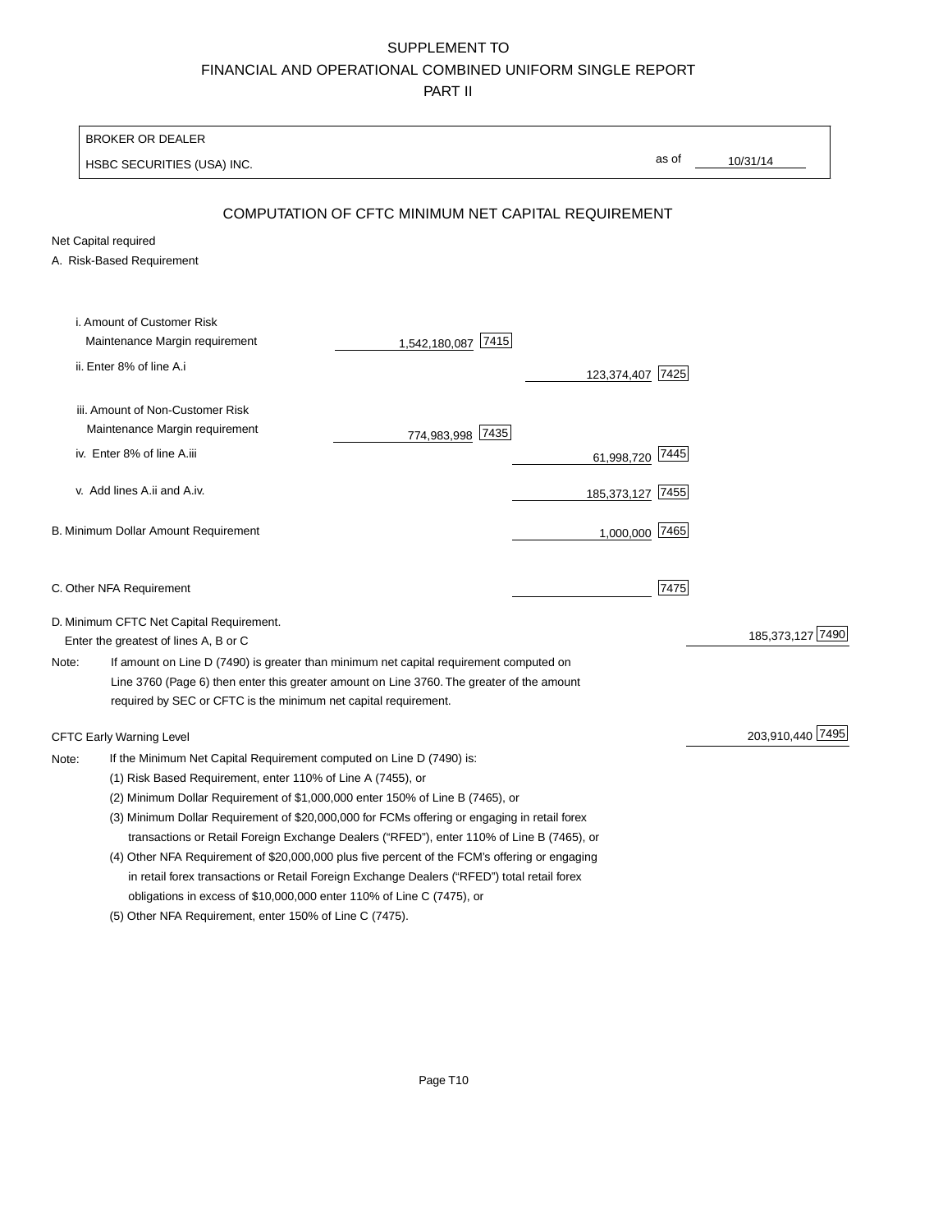# SUPPLEMENT TO
# FINANCIAL AND OPERATIONAL COMBINED UNIFORM SINGLE REPORT
# PART II

BROKER OR DEALER

HSBC SECURITIES (USA) INC. as of 10/31/14

## COMPUTATION OF CFTC MINIMUM NET CAPITAL REQUIREMENT

Net Capital required

A. Risk-Based Requirement

| | | | |
|---|---|---|---|
| i. Amount of Customer Risk Maintenance Margin requirement | 1,542,180,087 [7415] | | |
| ii. Enter 8% of line A.i | | 123,374,407 [7425] | |
| iii. Amount of Non-Customer Risk Maintenance Margin requirement | 774,983,998 [7435] | | |
| iv. Enter 8% of line A.iii | | 61,998,720 [7445] | |
| v. Add lines A.ii and A.iv. | | 185,373,127 [7455] | |
| B. Minimum Dollar Amount Requirement | | 1,000,000 [7465] | |
| C. Other NFA Requirement | | [7475] | |
| D. Minimum CFTC Net Capital Requirement. Enter the greatest of lines A, B or C | | | 185,373,127 [7490] |

Note: If amount on Line D (7490) is greater than minimum net capital requirement computed on Line 3760 (Page 6) then enter this greater amount on Line 3760. The greater of the amount required by SEC or CFTC is the minimum net capital requirement.

CFTC Early Warning Level 203,910,440 [7495]

Note: If the Minimum Net Capital Requirement computed on Line D (7490) is:

(1) Risk Based Requirement, enter 110% of Line A (7455), or

(2) Minimum Dollar Requirement of $1,000,000 enter 150% of Line B (7465), or

(3) Minimum Dollar Requirement of $20,000,000 for FCMs offering or engaging in retail forex transactions or Retail Foreign Exchange Dealers ("RFED"), enter 110% of Line B (7465), or

(4) Other NFA Requirement of $20,000,000 plus five percent of the FCM's offering or engaging in retail forex transactions or Retail Foreign Exchange Dealers ("RFED") total retail forex obligations in excess of $10,000,000 enter 110% of Line C (7475), or

(5) Other NFA Requirement, enter 150% of Line C (7475).